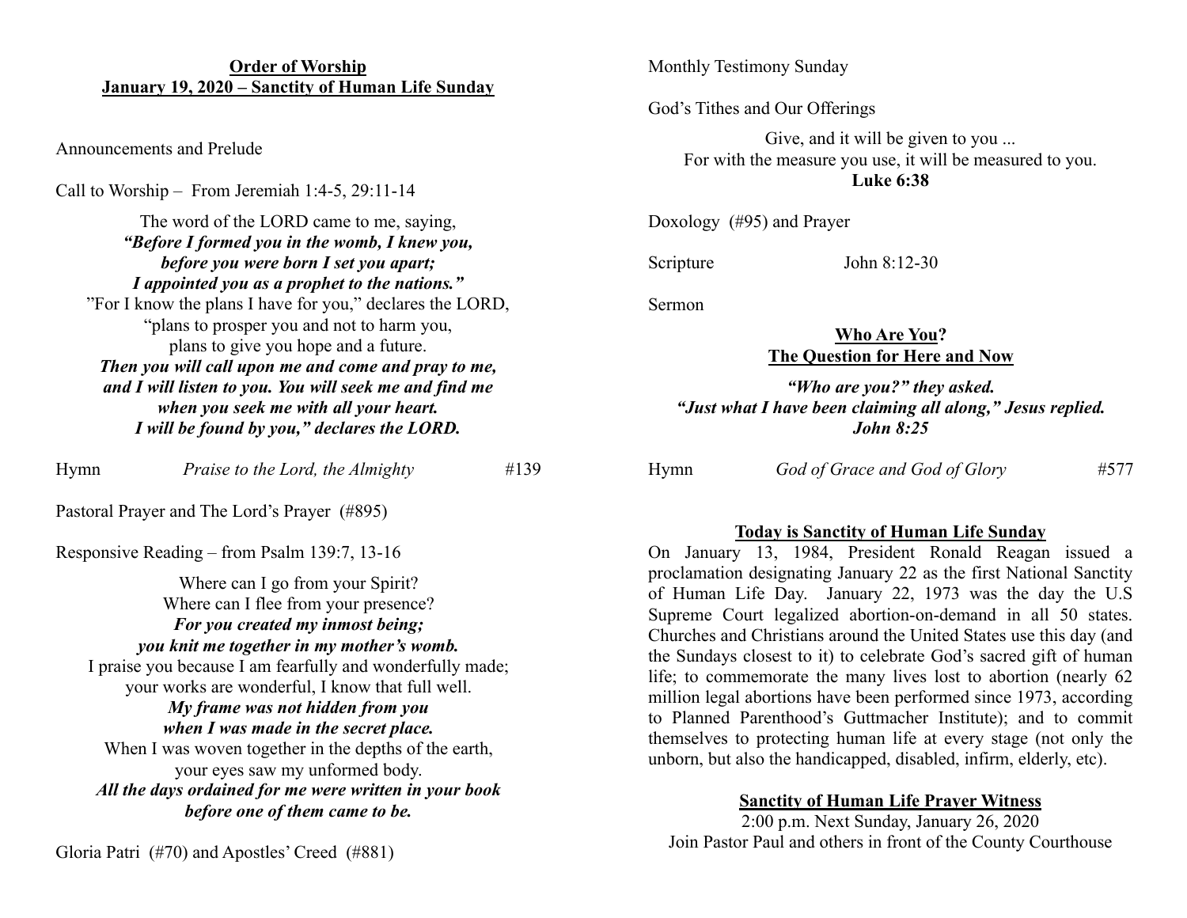## Order of Worship
## January 19, 2020 – Sanctity of Human Life Sunday

Announcements and Prelude

Call to Worship – From Jeremiah 1:4-5, 29:11-14

The word of the LORD came to me, saying,
***"Before I formed you in the womb, I knew you,***
***before you were born I set you apart;***
***I appointed you as a prophet to the nations."***
"For I know the plans I have for you," declares the LORD,
"plans to prosper you and not to harm you,
plans to give you hope and a future.
***Then you will call upon me and come and pray to me,***
***and I will listen to you. You will seek me and find me***
***when you seek me with all your heart.***
***I will be found by you," declares the LORD.***

Hymn *Praise to the Lord, the Almighty* #139

Pastoral Prayer and The Lord's Prayer (#895)

Responsive Reading – from Psalm 139:7, 13-16

Where can I go from your Spirit?
Where can I flee from your presence?
***For you created my inmost being;***
***you knit me together in my mother's womb.***
I praise you because I am fearfully and wonderfully made;
your works are wonderful, I know that full well.
***My frame was not hidden from you***
***when I was made in the secret place.***
When I was woven together in the depths of the earth,
your eyes saw my unformed body.
***All the days ordained for me were written in your book***
***before one of them came to be.***

Gloria Patri (#70) and Apostles' Creed (#881)

Monthly Testimony Sunday

God's Tithes and Our Offerings

Give, and it will be given to you ...
For with the measure you use, it will be measured to you.
**Luke 6:38**

Doxology (#95) and Prayer

Scripture John 8:12-30

Sermon

### Who Are You?
### The Question for Here and Now

***"Who are you?" they asked.***
***"Just what I have been claiming all along," Jesus replied.***
***John 8:25***

Hymn *God of Grace and God of Glory* #577

### Today is Sanctity of Human Life Sunday

On January 13, 1984, President Ronald Reagan issued a proclamation designating January 22 as the first National Sanctity of Human Life Day. January 22, 1973 was the day the U.S Supreme Court legalized abortion-on-demand in all 50 states. Churches and Christians around the United States use this day (and the Sundays closest to it) to celebrate God's sacred gift of human life; to commemorate the many lives lost to abortion (nearly 62 million legal abortions have been performed since 1973, according to Planned Parenthood's Guttmacher Institute); and to commit themselves to protecting human life at every stage (not only the unborn, but also the handicapped, disabled, infirm, elderly, etc).

### Sanctity of Human Life Prayer Witness

2:00 p.m. Next Sunday, January 26, 2020
Join Pastor Paul and others in front of the County Courthouse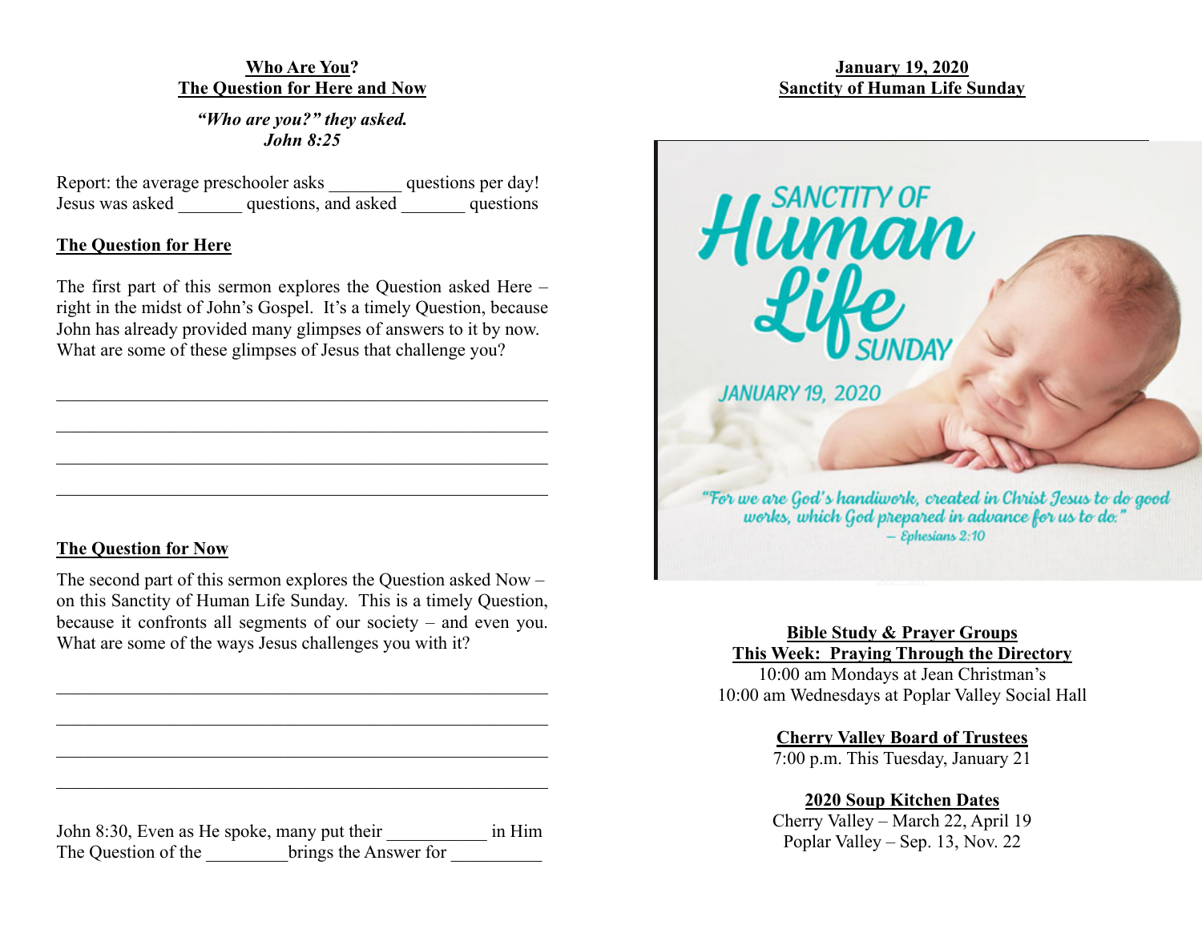**Who Are You?**
**The Question for Here and Now**

***"Who are you?" they asked.***
***John 8:25***

Report: the average preschooler asks ________ questions per day!
Jesus was asked _______ questions, and asked _______ questions

## The Question for Here

The first part of this sermon explores the Question asked Here – right in the midst of John's Gospel. It's a timely Question, because John has already provided many glimpses of answers to it by now. What are some of these glimpses of Jesus that challenge you?

_______________________________________________________

_______________________________________________________

_______________________________________________________

_______________________________________________________

## The Question for Now

The second part of this sermon explores the Question asked Now – on this Sanctity of Human Life Sunday. This is a timely Question, because it confronts all segments of our society – and even you. What are some of the ways Jesus challenges you with it?

_______________________________________________________

_______________________________________________________

_______________________________________________________

_______________________________________________________

John 8:30, Even as He spoke, many put their ___________ in Him
The Question of the _________brings the Answer for __________

**January 19, 2020**
**Sanctity of Human Life Sunday**

SANCTITY OF Human Life SUNDAY

JANUARY 19, 2020

"For we are God's handiwork, created in Christ Jesus to do good works, which God prepared in advance for us to do."
– Ephesians 2:10

**Bible Study & Prayer Groups**
**This Week: Praying Through the Directory**
10:00 am Mondays at Jean Christman's
10:00 am Wednesdays at Poplar Valley Social Hall

**Cherry Valley Board of Trustees**
7:00 p.m. This Tuesday, January 21

**2020 Soup Kitchen Dates**
Cherry Valley – March 22, April 19
Poplar Valley – Sep. 13, Nov. 22